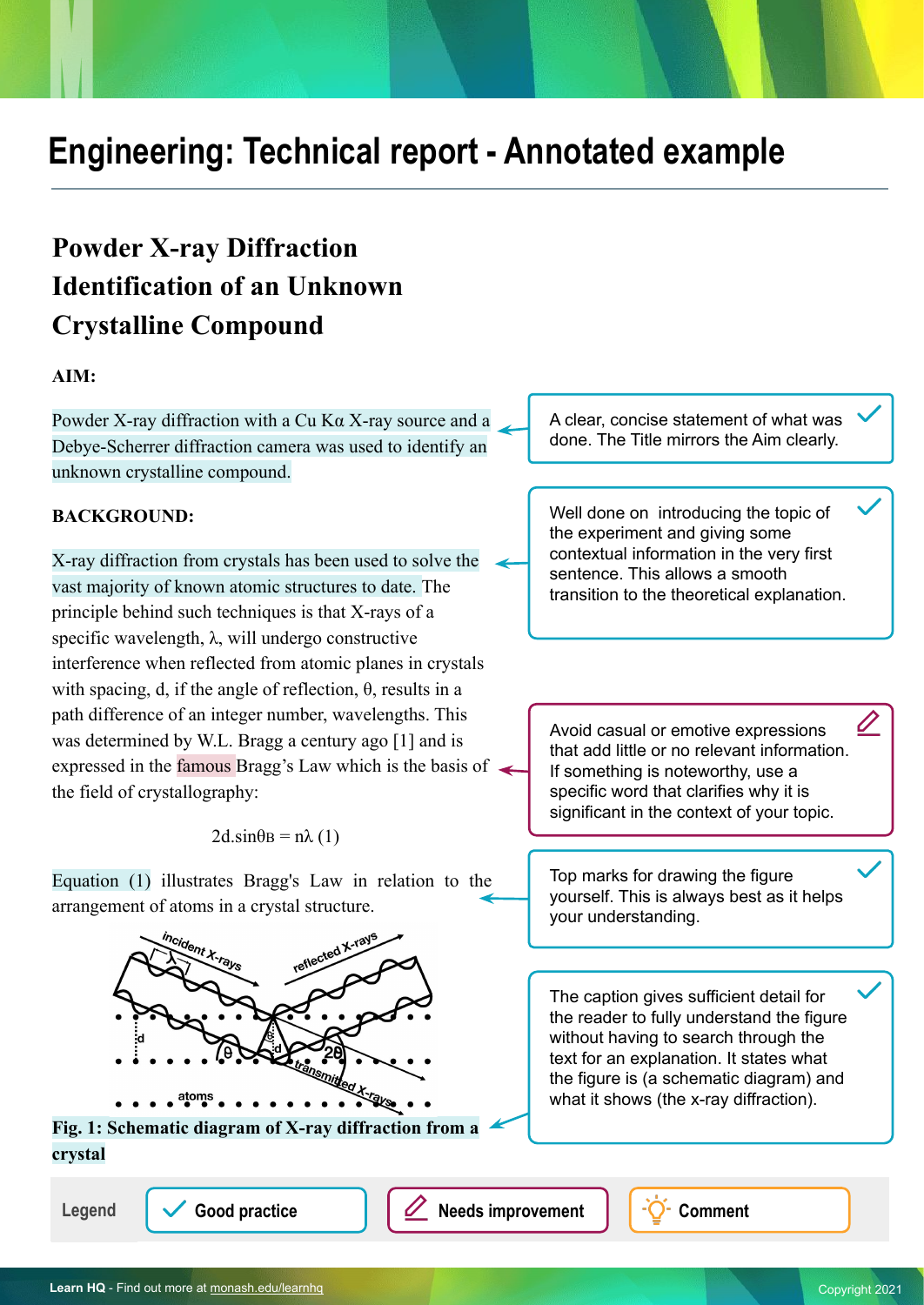# Engineering: Technical report - Annotated example

## Powder X-ray Diffraction Identification of an Unknown Crystalline Compound

**AIM:**

Powder X-ray diffraction with a Cu Kα X-ray source and a Debye-Scherrer diffraction camera was used to identify an unknown crystalline compound.

> A clear, concise statement of what was done. The Title mirrors the Aim clearly.

**BACKGROUND:**

X-ray diffraction from crystals has been used to solve the vast majority of known atomic structures to date. The principle behind such techniques is that X-rays of a specific wavelength, λ, will undergo constructive interference when reflected from atomic planes in crystals with spacing, d, if the angle of reflection, θ, results in a path difference of an integer number, wavelengths. This was determined by W.L. Bragg a century ago [1] and is expressed in the famous Bragg's Law which is the basis of the field of crystallography:

> Well done on introducing the topic of the experiment and giving some contextual information in the very first sentence. This allows a smooth transition to the theoretical explanation.

> Avoid casual or emotive expressions that add little or no relevant information. If something is noteworthy, use a specific word that clarifies why it is significant in the context of your topic.

$$2d.\sin\theta_B = n\lambda \quad (1)$$

Equation (1) illustrates Bragg's Law in relation to the arrangement of atoms in a crystal structure.

> Top marks for drawing the figure yourself. This is always best as it helps your understanding.

**Fig. 1: Schematic diagram of X-ray diffraction from a crystal**

> The caption gives sufficient detail for the reader to fully understand the figure without having to search through the text for an explanation. It states what the figure is (a schematic diagram) and what it shows (the x-ray diffraction).

Legend: Good practice | Needs improvement | Comment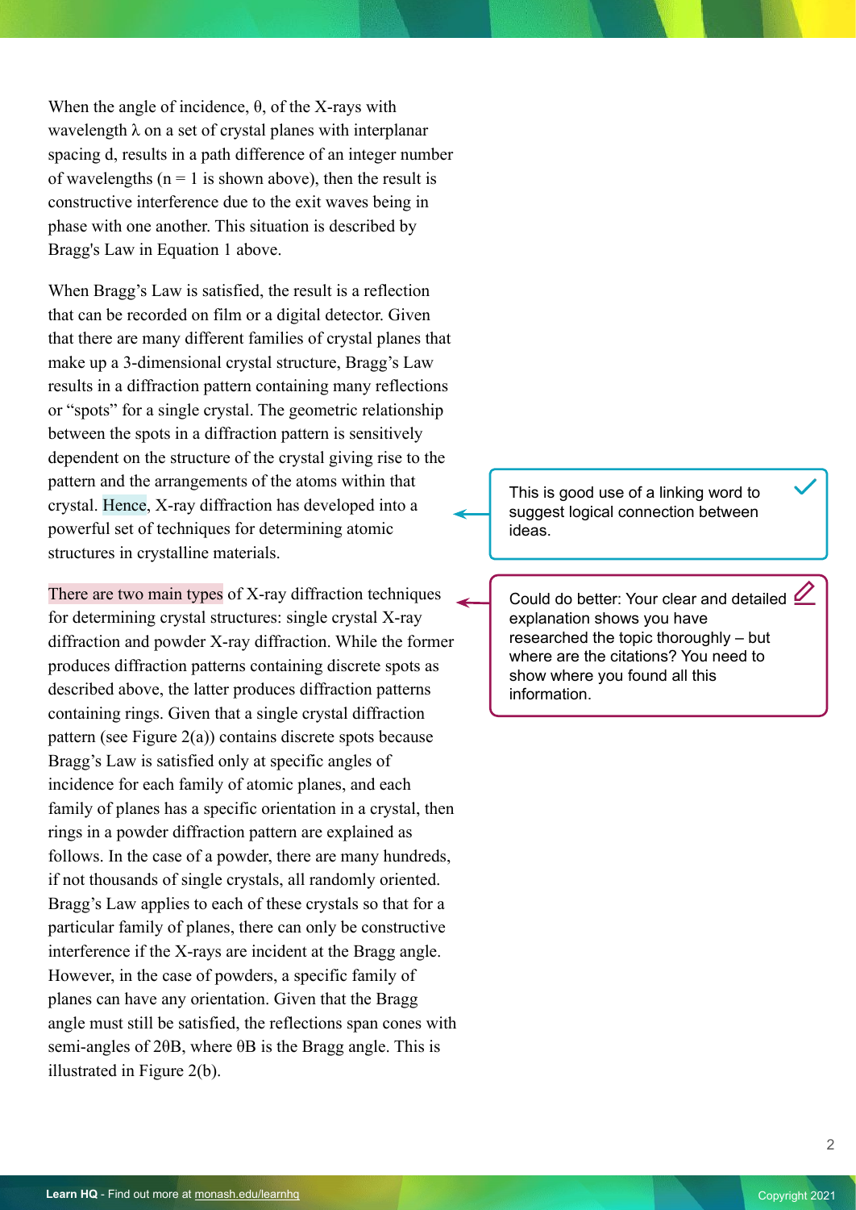When the angle of incidence, θ, of the X-rays with wavelength λ on a set of crystal planes with interplanar spacing d, results in a path difference of an integer number of wavelengths (n = 1 is shown above), then the result is constructive interference due to the exit waves being in phase with one another. This situation is described by Bragg's Law in Equation 1 above.

When Bragg's Law is satisfied, the result is a reflection that can be recorded on film or a digital detector. Given that there are many different families of crystal planes that make up a 3-dimensional crystal structure, Bragg's Law results in a diffraction pattern containing many reflections or "spots" for a single crystal. The geometric relationship between the spots in a diffraction pattern is sensitively dependent on the structure of the crystal giving rise to the pattern and the arrangements of the atoms within that crystal. Hence, X-ray diffraction has developed into a powerful set of techniques for determining atomic structures in crystalline materials.

> This is good use of a linking word to suggest logical connection between ideas.

There are two main types of X-ray diffraction techniques for determining crystal structures: single crystal X-ray diffraction and powder X-ray diffraction. While the former produces diffraction patterns containing discrete spots as described above, the latter produces diffraction patterns containing rings. Given that a single crystal diffraction pattern (see Figure 2(a)) contains discrete spots because Bragg's Law is satisfied only at specific angles of incidence for each family of atomic planes, and each family of planes has a specific orientation in a crystal, then rings in a powder diffraction pattern are explained as follows. In the case of a powder, there are many hundreds, if not thousands of single crystals, all randomly oriented. Bragg's Law applies to each of these crystals so that for a particular family of planes, there can only be constructive interference if the X-rays are incident at the Bragg angle. However, in the case of powders, a specific family of planes can have any orientation. Given that the Bragg angle must still be satisfied, the reflections span cones with semi-angles of $2\theta B$, where $\theta B$ is the Bragg angle. This is illustrated in Figure 2(b).

> Could do better: Your clear and detailed explanation shows you have researched the topic thoroughly – but where are the citations? You need to show where you found all this information.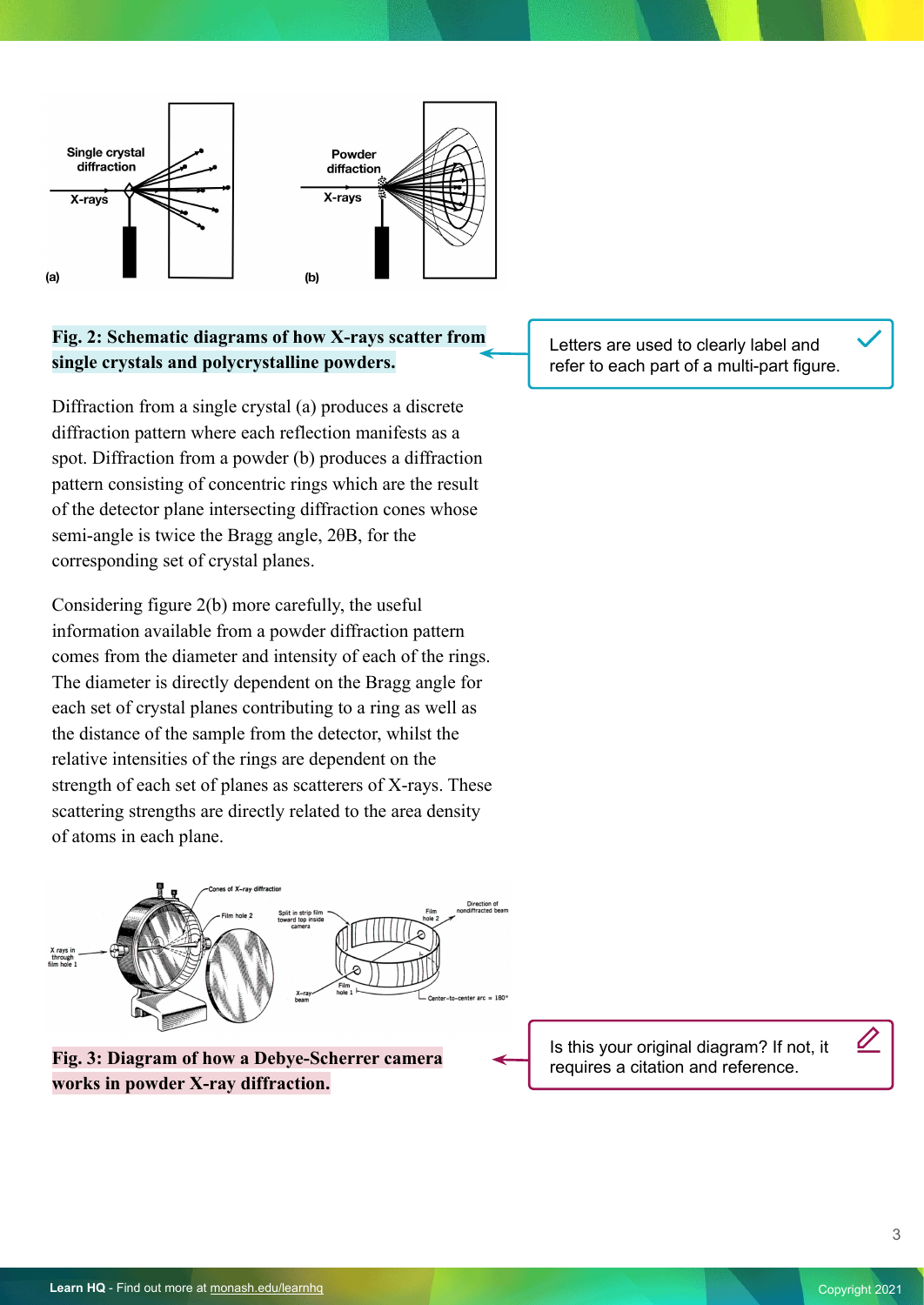**Fig. 2: Schematic diagrams of how X-rays scatter from single crystals and polycrystalline powders.**

Letters are used to clearly label and refer to each part of a multi-part figure.

Diffraction from a single crystal (a) produces a discrete diffraction pattern where each reflection manifests as a spot. Diffraction from a powder (b) produces a diffraction pattern consisting of concentric rings which are the result of the detector plane intersecting diffraction cones whose semi-angle is twice the Bragg angle, 2θB, for the corresponding set of crystal planes.

Considering figure 2(b) more carefully, the useful information available from a powder diffraction pattern comes from the diameter and intensity of each of the rings. The diameter is directly dependent on the Bragg angle for each set of crystal planes contributing to a ring as well as the distance of the sample from the detector, whilst the relative intensities of the rings are dependent on the strength of each set of planes as scatterers of X-rays. These scattering strengths are directly related to the area density of atoms in each plane.

**Fig. 3: Diagram of how a Debye-Scherrer camera works in powder X-ray diffraction.**

Is this your original diagram? If not, it requires a citation and reference.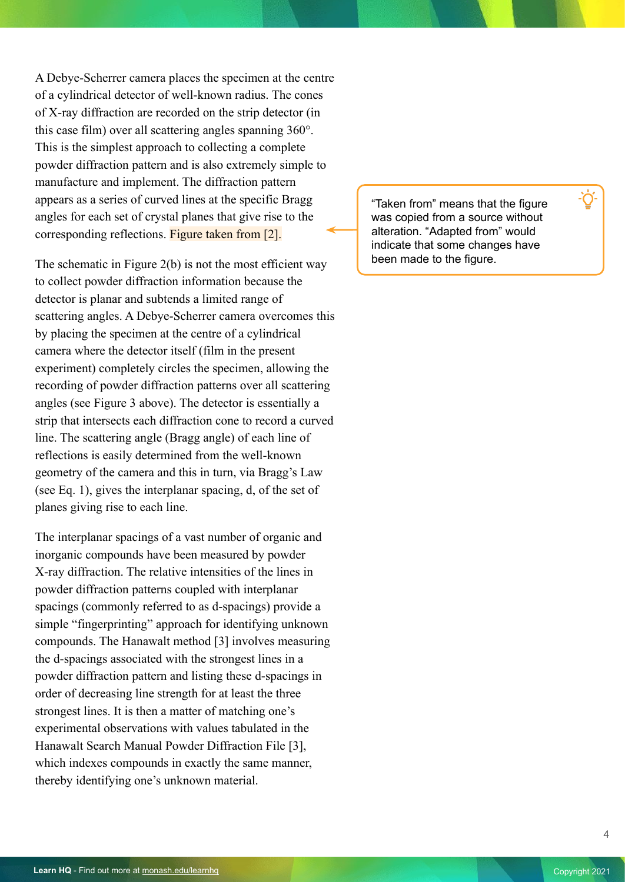A Debye-Scherrer camera places the specimen at the centre of a cylindrical detector of well-known radius. The cones of X-ray diffraction are recorded on the strip detector (in this case film) over all scattering angles spanning 360°. This is the simplest approach to collecting a complete powder diffraction pattern and is also extremely simple to manufacture and implement. The diffraction pattern appears as a series of curved lines at the specific Bragg angles for each set of crystal planes that give rise to the corresponding reflections. Figure taken from [2].

> "Taken from" means that the figure was copied from a source without alteration. "Adapted from" would indicate that some changes have been made to the figure.

The schematic in Figure 2(b) is not the most efficient way to collect powder diffraction information because the detector is planar and subtends a limited range of scattering angles. A Debye-Scherrer camera overcomes this by placing the specimen at the centre of a cylindrical camera where the detector itself (film in the present experiment) completely circles the specimen, allowing the recording of powder diffraction patterns over all scattering angles (see Figure 3 above). The detector is essentially a strip that intersects each diffraction cone to record a curved line. The scattering angle (Bragg angle) of each line of reflections is easily determined from the well-known geometry of the camera and this in turn, via Bragg's Law (see Eq. 1), gives the interplanar spacing, d, of the set of planes giving rise to each line.

The interplanar spacings of a vast number of organic and inorganic compounds have been measured by powder X-ray diffraction. The relative intensities of the lines in powder diffraction patterns coupled with interplanar spacings (commonly referred to as d-spacings) provide a simple "fingerprinting" approach for identifying unknown compounds. The Hanawalt method [3] involves measuring the d-spacings associated with the strongest lines in a powder diffraction pattern and listing these d-spacings in order of decreasing line strength for at least the three strongest lines. It is then a matter of matching one's experimental observations with values tabulated in the Hanawalt Search Manual Powder Diffraction File [3], which indexes compounds in exactly the same manner, thereby identifying one's unknown material.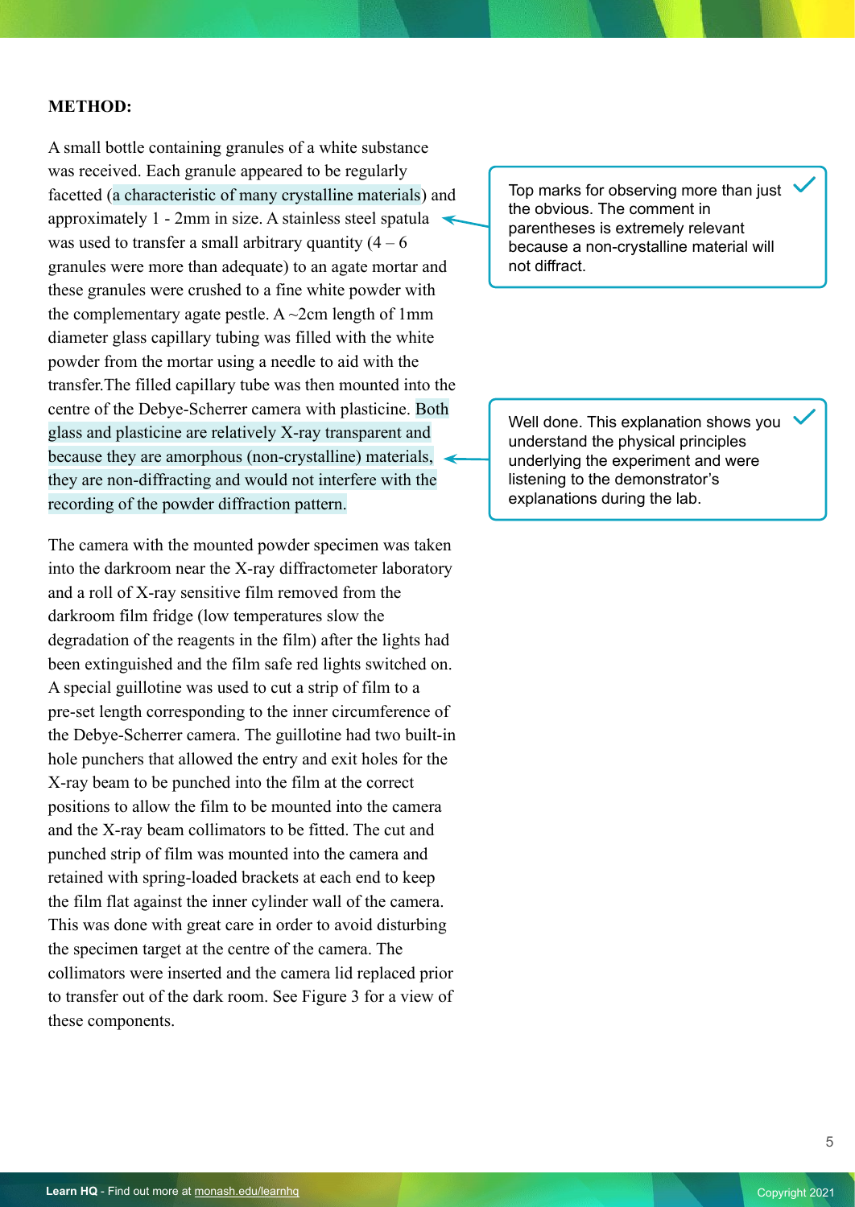**METHOD:**

A small bottle containing granules of a white substance was received. Each granule appeared to be regularly facetted (a characteristic of many crystalline materials) and approximately 1 - 2mm in size. A stainless steel spatula was used to transfer a small arbitrary quantity (4 – 6 granules were more than adequate) to an agate mortar and these granules were crushed to a fine white powder with the complementary agate pestle. A ~2cm length of 1mm diameter glass capillary tubing was filled with the white powder from the mortar using a needle to aid with the transfer.The filled capillary tube was then mounted into the centre of the Debye-Scherrer camera with plasticine. Both glass and plasticine are relatively X-ray transparent and because they are amorphous (non-crystalline) materials, they are non-diffracting and would not interfere with the recording of the powder diffraction pattern.

> Top marks for observing more than just the obvious. The comment in parentheses is extremely relevant because a non-crystalline material will not diffract. ✓

> Well done. This explanation shows you understand the physical principles underlying the experiment and were listening to the demonstrator's explanations during the lab. ✓

The camera with the mounted powder specimen was taken into the darkroom near the X-ray diffractometer laboratory and a roll of X-ray sensitive film removed from the darkroom film fridge (low temperatures slow the degradation of the reagents in the film) after the lights had been extinguished and the film safe red lights switched on. A special guillotine was used to cut a strip of film to a pre-set length corresponding to the inner circumference of the Debye-Scherrer camera. The guillotine had two built-in hole punchers that allowed the entry and exit holes for the X-ray beam to be punched into the film at the correct positions to allow the film to be mounted into the camera and the X-ray beam collimators to be fitted. The cut and punched strip of film was mounted into the camera and retained with spring-loaded brackets at each end to keep the film flat against the inner cylinder wall of the camera. This was done with great care in order to avoid disturbing the specimen target at the centre of the camera. The collimators were inserted and the camera lid replaced prior to transfer out of the dark room. See Figure 3 for a view of these components.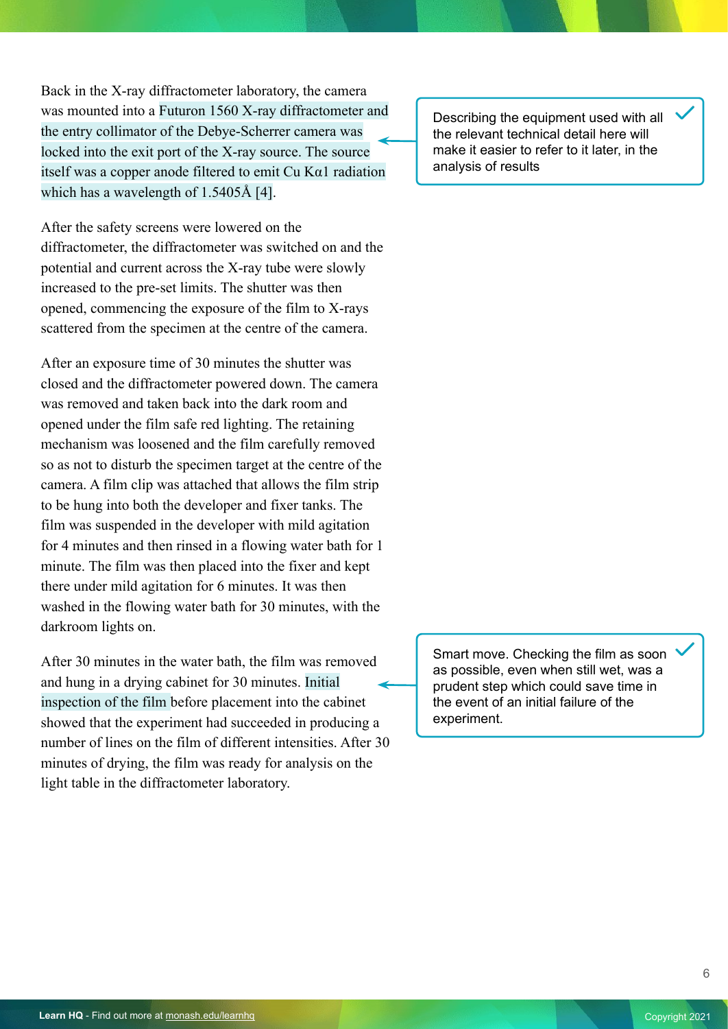Back in the X-ray diffractometer laboratory, the camera was mounted into a Futuron 1560 X-ray diffractometer and the entry collimator of the Debye-Scherrer camera was locked into the exit port of the X-ray source. The source itself was a copper anode filtered to emit Cu $K\alpha 1$ radiation which has a wavelength of 1.5405Å [4].

> Describing the equipment used with all the relevant technical detail here will make it easier to refer to it later, in the analysis of results

After the safety screens were lowered on the diffractometer, the diffractometer was switched on and the potential and current across the X-ray tube were slowly increased to the pre-set limits. The shutter was then opened, commencing the exposure of the film to X-rays scattered from the specimen at the centre of the camera.

After an exposure time of 30 minutes the shutter was closed and the diffractometer powered down. The camera was removed and taken back into the dark room and opened under the film safe red lighting. The retaining mechanism was loosened and the film carefully removed so as not to disturb the specimen target at the centre of the camera. A film clip was attached that allows the film strip to be hung into both the developer and fixer tanks. The film was suspended in the developer with mild agitation for 4 minutes and then rinsed in a flowing water bath for 1 minute. The film was then placed into the fixer and kept there under mild agitation for 6 minutes. It was then washed in the flowing water bath for 30 minutes, with the darkroom lights on.

After 30 minutes in the water bath, the film was removed and hung in a drying cabinet for 30 minutes. Initial inspection of the film before placement into the cabinet showed that the experiment had succeeded in producing a number of lines on the film of different intensities. After 30 minutes of drying, the film was ready for analysis on the light table in the diffractometer laboratory.

> Smart move. Checking the film as soon as possible, even when still wet, was a prudent step which could save time in the event of an initial failure of the experiment.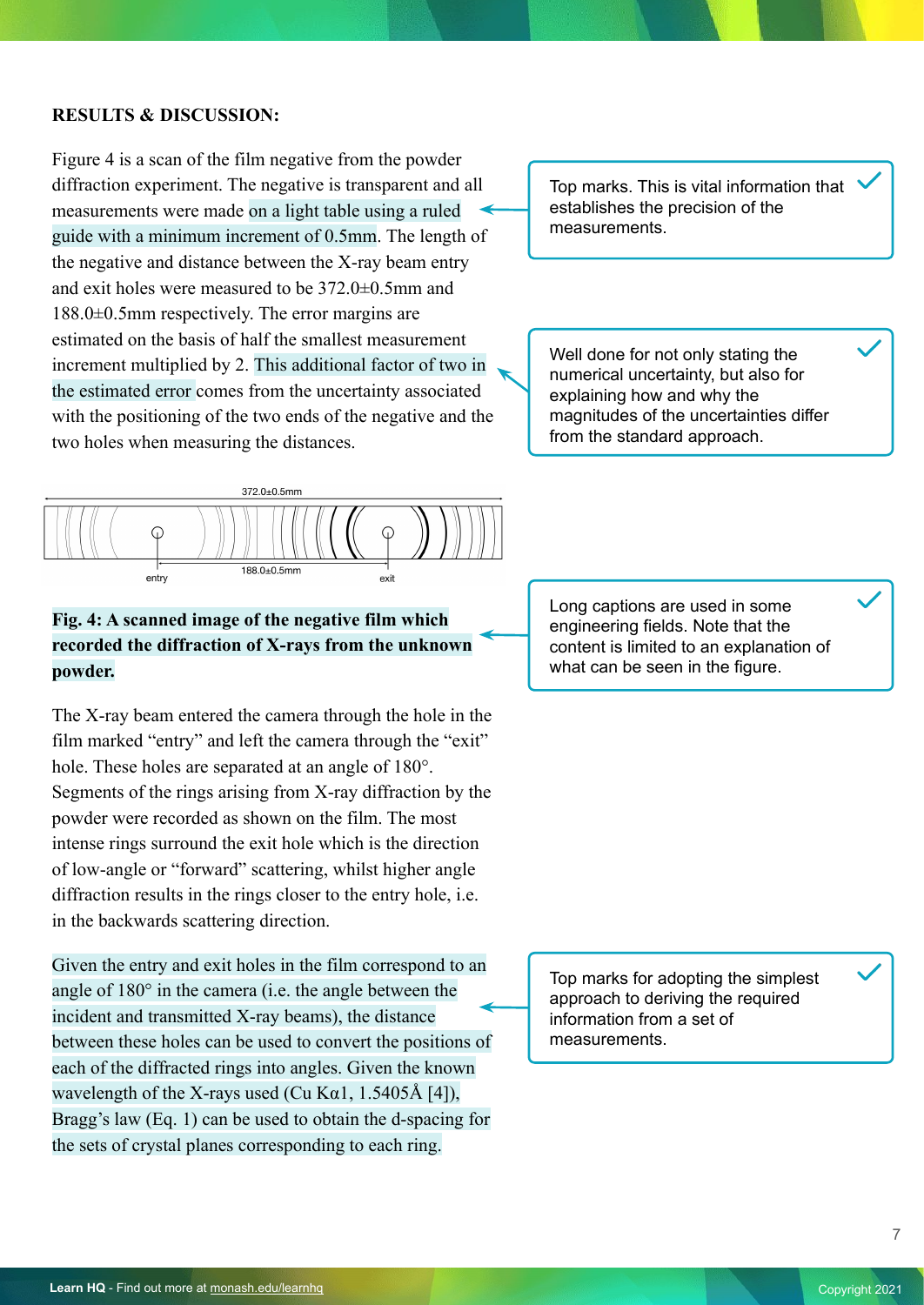**RESULTS & DISCUSSION:**

Figure 4 is a scan of the film negative from the powder diffraction experiment. The negative is transparent and all measurements were made on a light table using a ruled guide with a minimum increment of 0.5mm. The length of the negative and distance between the X-ray beam entry and exit holes were measured to be 372.0±0.5mm and 188.0±0.5mm respectively. The error margins are estimated on the basis of half the smallest measurement increment multiplied by 2. This additional factor of two in the estimated error comes from the uncertainty associated with the positioning of the two ends of the negative and the two holes when measuring the distances.

> Top marks. This is vital information that establishes the precision of the measurements.

> Well done for not only stating the numerical uncertainty, but also for explaining how and why the magnitudes of the uncertainties differ from the standard approach.

372.0±0.5mm

entry — 188.0±0.5mm — exit

**Fig. 4: A scanned image of the negative film which recorded the diffraction of X-rays from the unknown powder.**

> Long captions are used in some engineering fields. Note that the content is limited to an explanation of what can be seen in the figure.

The X-ray beam entered the camera through the hole in the film marked "entry" and left the camera through the "exit" hole. These holes are separated at an angle of 180°. Segments of the rings arising from X-ray diffraction by the powder were recorded as shown on the film. The most intense rings surround the exit hole which is the direction of low-angle or "forward" scattering, whilst higher angle diffraction results in the rings closer to the entry hole, i.e. in the backwards scattering direction.

Given the entry and exit holes in the film correspond to an angle of 180° in the camera (i.e. the angle between the incident and transmitted X-ray beams), the distance between these holes can be used to convert the positions of each of the diffracted rings into angles. Given the known wavelength of the X-rays used (Cu Kα1, 1.5405Å [4]), Bragg's law (Eq. 1) can be used to obtain the d-spacing for the sets of crystal planes corresponding to each ring.

> Top marks for adopting the simplest approach to deriving the required information from a set of measurements.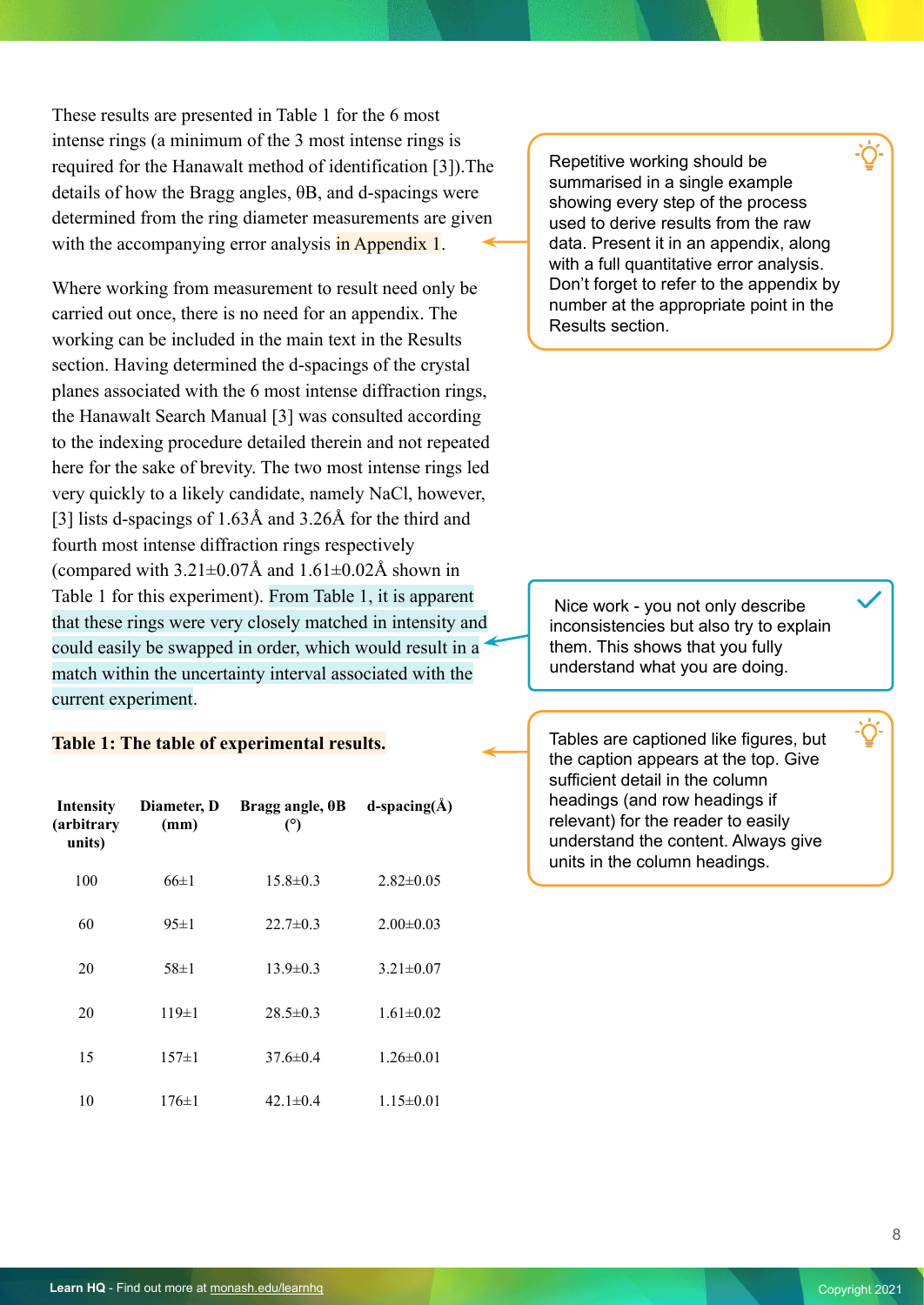These results are presented in Table 1 for the 6 most intense rings (a minimum of the 3 most intense rings is required for the Hanawalt method of identification [3]).The details of how the Bragg angles, θB, and d-spacings were determined from the ring diameter measurements are given with the accompanying error analysis in Appendix 1.

> Repetitive working should be summarised in a single example showing every step of the process used to derive results from the raw data. Present it in an appendix, along with a full quantitative error analysis. Don't forget to refer to the appendix by number at the appropriate point in the Results section.

Where working from measurement to result need only be carried out once, there is no need for an appendix. The working can be included in the main text in the Results section. Having determined the d-spacings of the crystal planes associated with the 6 most intense diffraction rings, the Hanawalt Search Manual [3] was consulted according to the indexing procedure detailed therein and not repeated here for the sake of brevity. The two most intense rings led very quickly to a likely candidate, namely NaCl, however, [3] lists d-spacings of 1.63Å and 3.26Å for the third and fourth most intense diffraction rings respectively (compared with 3.21±0.07Å and 1.61±0.02Å shown in Table 1 for this experiment). From Table 1, it is apparent that these rings were very closely matched in intensity and could easily be swapped in order, which would result in a match within the uncertainty interval associated with the current experiment.

> Nice work - you not only describe inconsistencies but also try to explain them. This shows that you fully understand what you are doing.

**Table 1: The table of experimental results.**

> Tables are captioned like figures, but the caption appears at the top. Give sufficient detail in the column headings (and row headings if relevant) for the reader to easily understand the content. Always give units in the column headings.

| Intensity (arbitrary units) | Diameter, D (mm) | Bragg angle, θB (°) | d-spacing(Å) |
|---|---|---|---|
| 100 | 66±1 | 15.8±0.3 | 2.82±0.05 |
| 60 | 95±1 | 22.7±0.3 | 2.00±0.03 |
| 20 | 58±1 | 13.9±0.3 | 3.21±0.07 |
| 20 | 119±1 | 28.5±0.3 | 1.61±0.02 |
| 15 | 157±1 | 37.6±0.4 | 1.26±0.01 |
| 10 | 176±1 | 42.1±0.4 | 1.15±0.01 |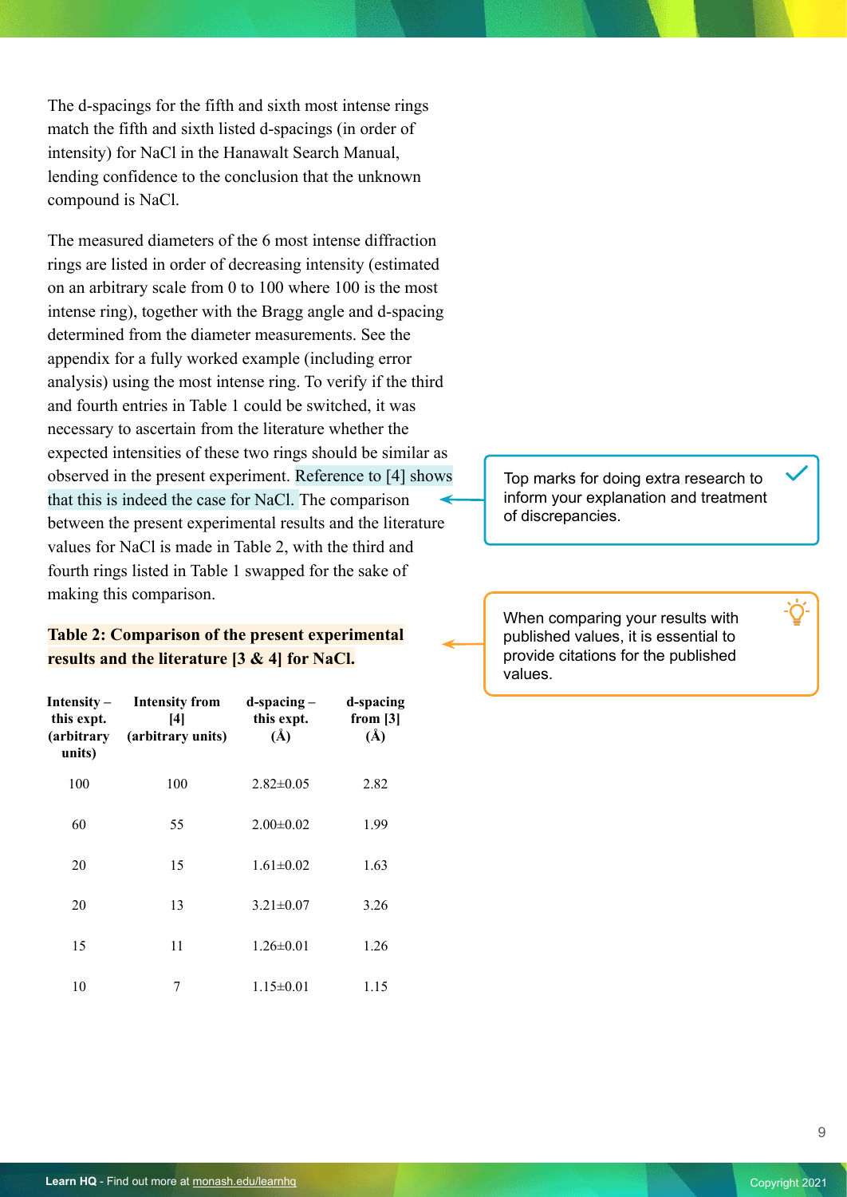The d-spacings for the fifth and sixth most intense rings match the fifth and sixth listed d-spacings (in order of intensity) for NaCl in the Hanawalt Search Manual, lending confidence to the conclusion that the unknown compound is NaCl.

The measured diameters of the 6 most intense diffraction rings are listed in order of decreasing intensity (estimated on an arbitrary scale from 0 to 100 where 100 is the most intense ring), together with the Bragg angle and d-spacing determined from the diameter measurements. See the appendix for a fully worked example (including error analysis) using the most intense ring. To verify if the third and fourth entries in Table 1 could be switched, it was necessary to ascertain from the literature whether the expected intensities of these two rings should be similar as observed in the present experiment. Reference to [4] shows that this is indeed the case for NaCl. The comparison between the present experimental results and the literature values for NaCl is made in Table 2, with the third and fourth rings listed in Table 1 swapped for the sake of making this comparison.

> Top marks for doing extra research to inform your explanation and treatment of discrepancies.

**Table 2: Comparison of the present experimental results and the literature [3 & 4] for NaCl.**

> When comparing your results with published values, it is essential to provide citations for the published values.

| Intensity – this expt. (arbitrary units) | Intensity from [4] (arbitrary units) | d-spacing – this expt. (Å) | d-spacing from [3] (Å) |
|---|---|---|---|
| 100 | 100 | 2.82±0.05 | 2.82 |
| 60 | 55 | 2.00±0.02 | 1.99 |
| 20 | 15 | 1.61±0.02 | 1.63 |
| 20 | 13 | 3.21±0.07 | 3.26 |
| 15 | 11 | 1.26±0.01 | 1.26 |
| 10 | 7 | 1.15±0.01 | 1.15 |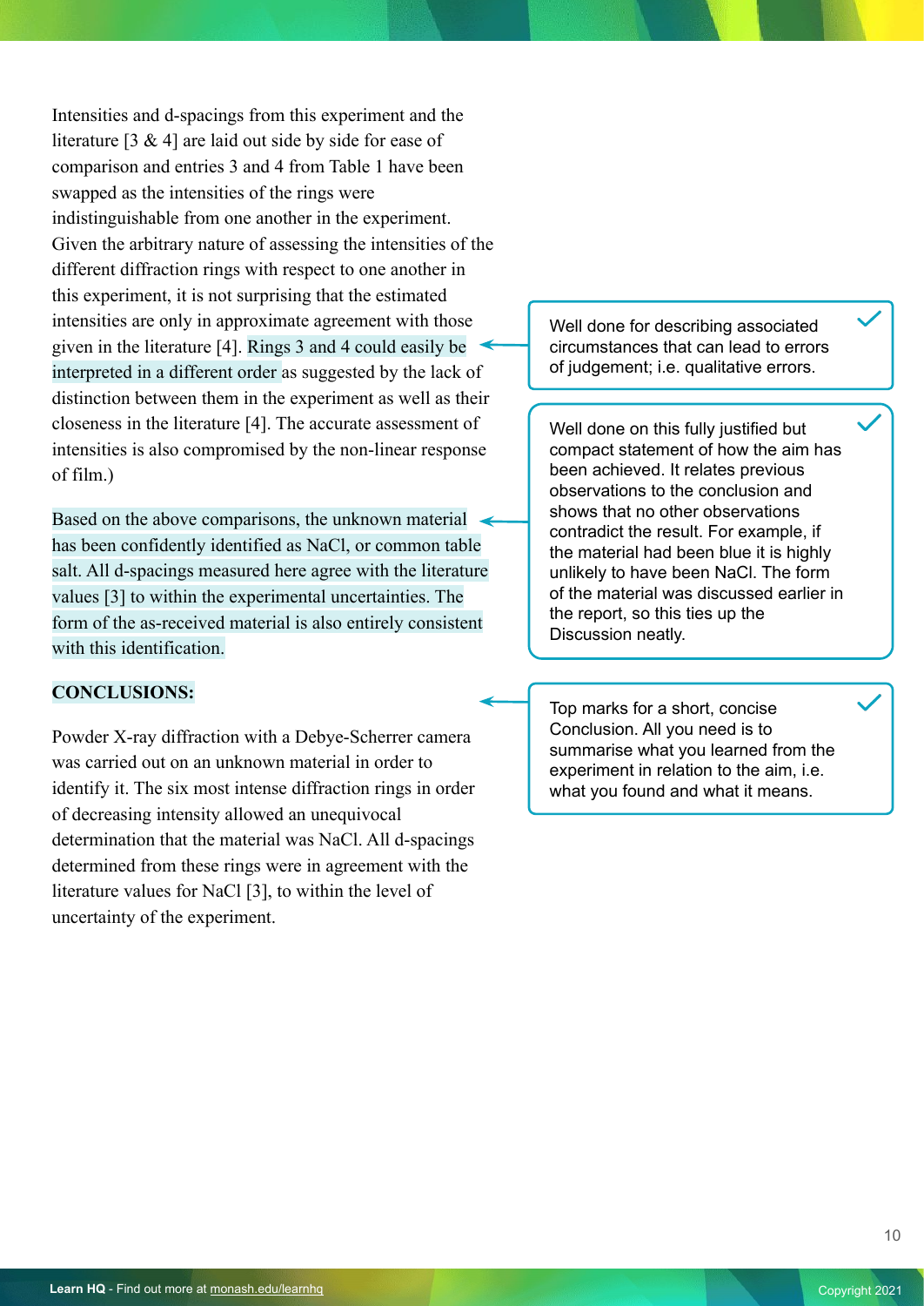Intensities and d-spacings from this experiment and the literature [3 & 4] are laid out side by side for ease of comparison and entries 3 and 4 from Table 1 have been swapped as the intensities of the rings were indistinguishable from one another in the experiment. Given the arbitrary nature of assessing the intensities of the different diffraction rings with respect to one another in this experiment, it is not surprising that the estimated intensities are only in approximate agreement with those given in the literature [4]. Rings 3 and 4 could easily be interpreted in a different order as suggested by the lack of distinction between them in the experiment as well as their closeness in the literature [4]. The accurate assessment of intensities is also compromised by the non-linear response of film.)

> Well done for describing associated circumstances that can lead to errors of judgement; i.e. qualitative errors.

Based on the above comparisons, the unknown material has been confidently identified as NaCl, or common table salt. All d-spacings measured here agree with the literature values [3] to within the experimental uncertainties. The form of the as-received material is also entirely consistent with this identification.

> Well done on this fully justified but compact statement of how the aim has been achieved. It relates previous observations to the conclusion and shows that no other observations contradict the result. For example, if the material had been blue it is highly unlikely to have been NaCl. The form of the material was discussed earlier in the report, so this ties up the Discussion neatly.

**CONCLUSIONS:**

> Top marks for a short, concise Conclusion. All you need is to summarise what you learned from the experiment in relation to the aim, i.e. what you found and what it means.

Powder X-ray diffraction with a Debye-Scherrer camera was carried out on an unknown material in order to identify it. The six most intense diffraction rings in order of decreasing intensity allowed an unequivocal determination that the material was NaCl. All d-spacings determined from these rings were in agreement with the literature values for NaCl [3], to within the level of uncertainty of the experiment.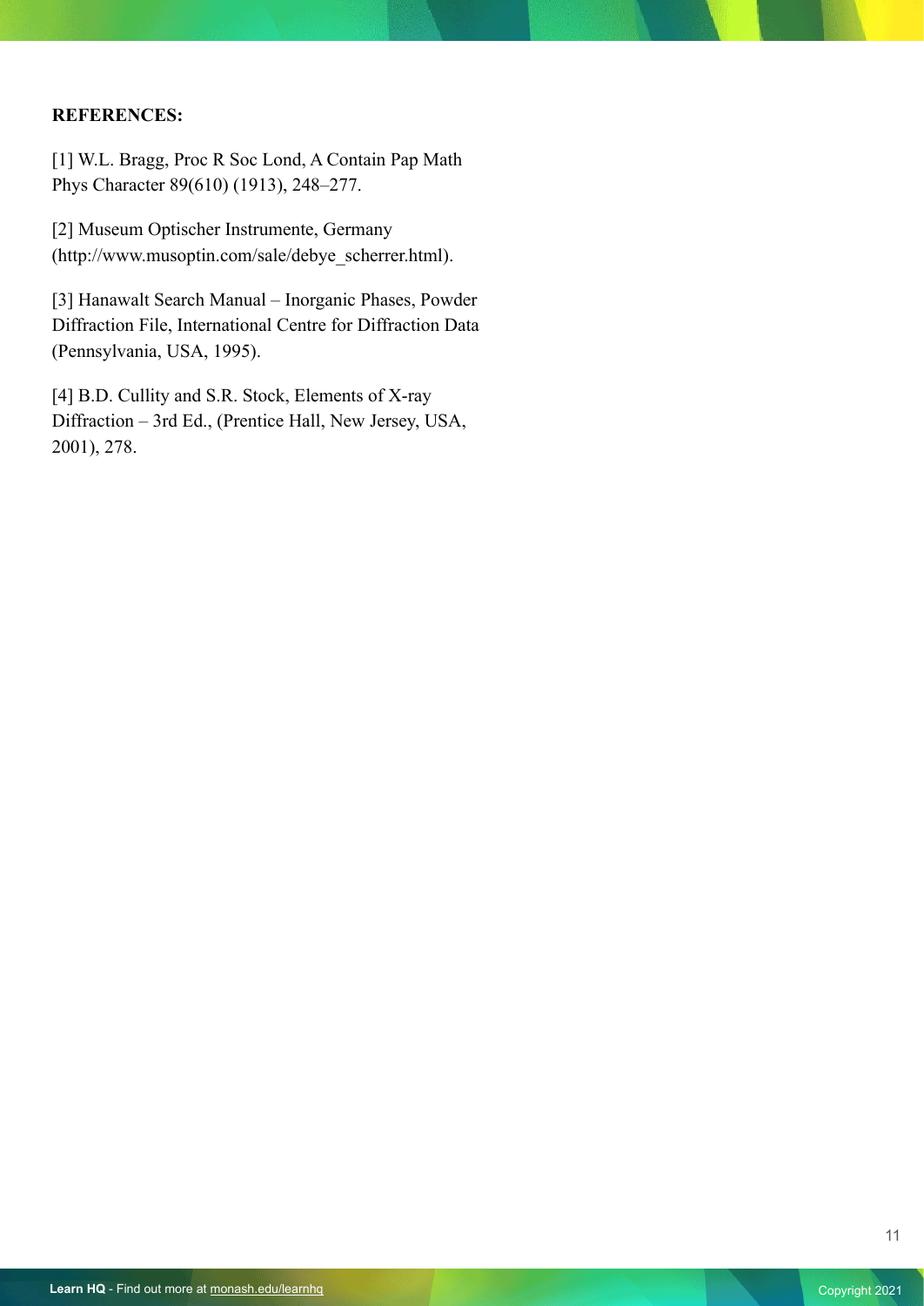**REFERENCES:**

[1] W.L. Bragg, Proc R Soc Lond, A Contain Pap Math Phys Character 89(610) (1913), 248–277.

[2] Museum Optischer Instrumente, Germany (http://www.musoptin.com/sale/debye_scherrer.html).

[3] Hanawalt Search Manual – Inorganic Phases, Powder Diffraction File, International Centre for Diffraction Data (Pennsylvania, USA, 1995).

[4] B.D. Cullity and S.R. Stock, Elements of X-ray Diffraction – 3rd Ed., (Prentice Hall, New Jersey, USA, 2001), 278.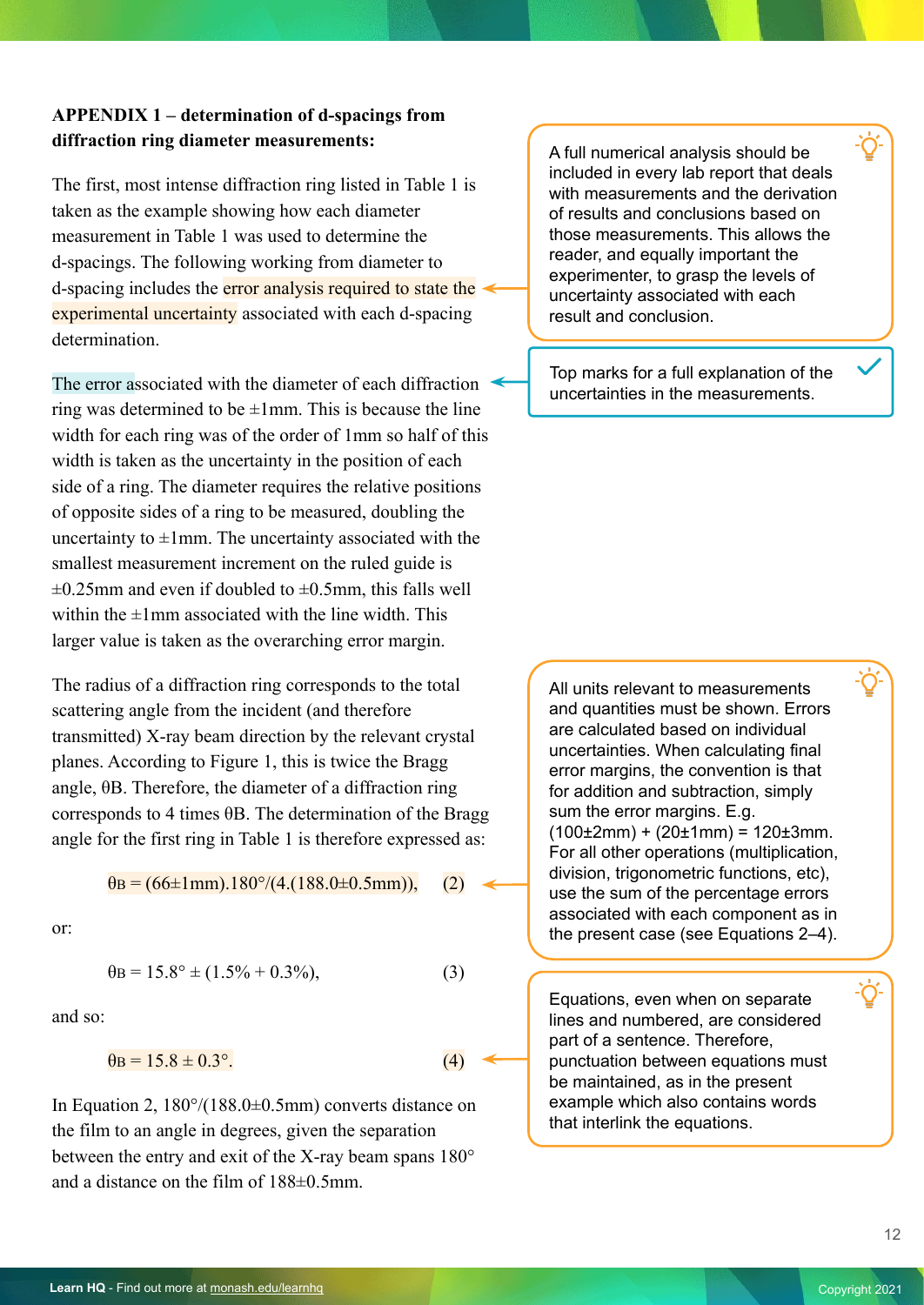**APPENDIX 1 – determination of d-spacings from diffraction ring diameter measurements:**

The first, most intense diffraction ring listed in Table 1 is taken as the example showing how each diameter measurement in Table 1 was used to determine the d-spacings. The following working from diameter to d-spacing includes the error analysis required to state the experimental uncertainty associated with each d-spacing determination.

> A full numerical analysis should be included in every lab report that deals with measurements and the derivation of results and conclusions based on those measurements. This allows the reader, and equally important the experimenter, to grasp the levels of uncertainty associated with each result and conclusion.

The error associated with the diameter of each diffraction ring was determined to be ±1mm. This is because the line width for each ring was of the order of 1mm so half of this width is taken as the uncertainty in the position of each side of a ring. The diameter requires the relative positions of opposite sides of a ring to be measured, doubling the uncertainty to ±1mm. The uncertainty associated with the smallest measurement increment on the ruled guide is ±0.25mm and even if doubled to ±0.5mm, this falls well within the ±1mm associated with the line width. This larger value is taken as the overarching error margin.

> Top marks for a full explanation of the uncertainties in the measurements.

The radius of a diffraction ring corresponds to the total scattering angle from the incident (and therefore transmitted) X-ray beam direction by the relevant crystal planes. According to Figure 1, this is twice the Bragg angle, $\theta_B$. Therefore, the diameter of a diffraction ring corresponds to 4 times $\theta_B$. The determination of the Bragg angle for the first ring in Table 1 is therefore expressed as:

$$\theta_B = (66 \pm 1\text{mm}).180° / (4.(188.0 \pm 0.5\text{mm})), \qquad (2)$$

or:

$$\theta_B = 15.8° \pm (1.5\% + 0.3\%), \qquad (3)$$

and so:

$$\theta_B = 15.8 \pm 0.3°. \qquad (4)$$

In Equation 2, $180°/(188.0 \pm 0.5\text{mm})$ converts distance on the film to an angle in degrees, given the separation between the entry and exit of the X-ray beam spans 180° and a distance on the film of 188±0.5mm.

> All units relevant to measurements and quantities must be shown. Errors are calculated based on individual uncertainties. When calculating final error margins, the convention is that for addition and subtraction, simply sum the error margins. E.g. (100±2mm) + (20±1mm) = 120±3mm. For all other operations (multiplication, division, trigonometric functions, etc), use the sum of the percentage errors associated with each component as in the present case (see Equations 2–4).

> Equations, even when on separate lines and numbered, are considered part of a sentence. Therefore, punctuation between equations must be maintained, as in the present example which also contains words that interlink the equations.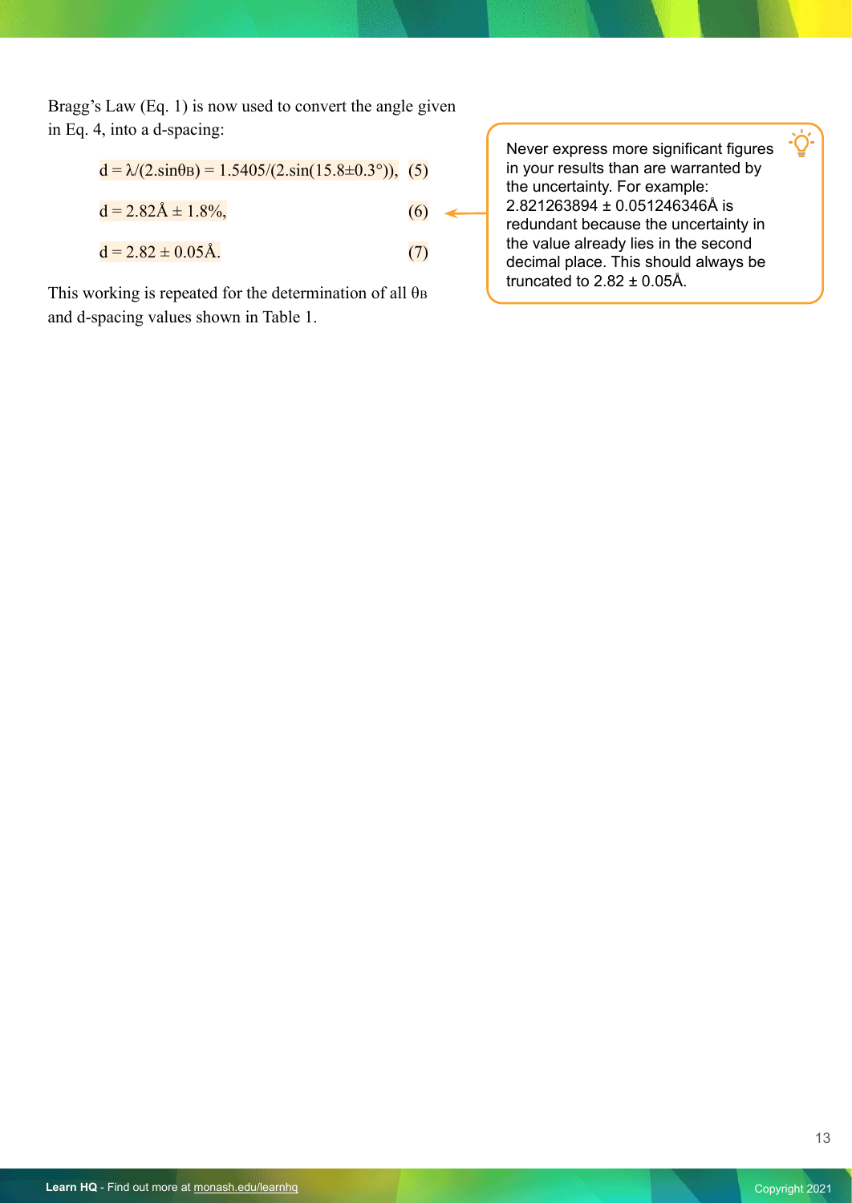Bragg's Law (Eq. 1) is now used to convert the angle given in Eq. 4, into a d-spacing:

$$d = \lambda/(2.\sin\theta_B) = 1.5405/(2.\sin(15.8 \pm 0.3°)), \quad (5)$$

$$d = 2.82Å \pm 1.8\%, \quad (6)$$

$$d = 2.82 \pm 0.05Å. \quad (7)$$

This working is repeated for the determination of all $\theta_B$ and d-spacing values shown in Table 1.

> Never express more significant figures in your results than are warranted by the uncertainty. For example: 2.821263894 ± 0.051246346Å is redundant because the uncertainty in the value already lies in the second decimal place. This should always be truncated to 2.82 ± 0.05Å.

**Learn HQ** - Find out more at monash.edu/learnhq

Copyright 2021